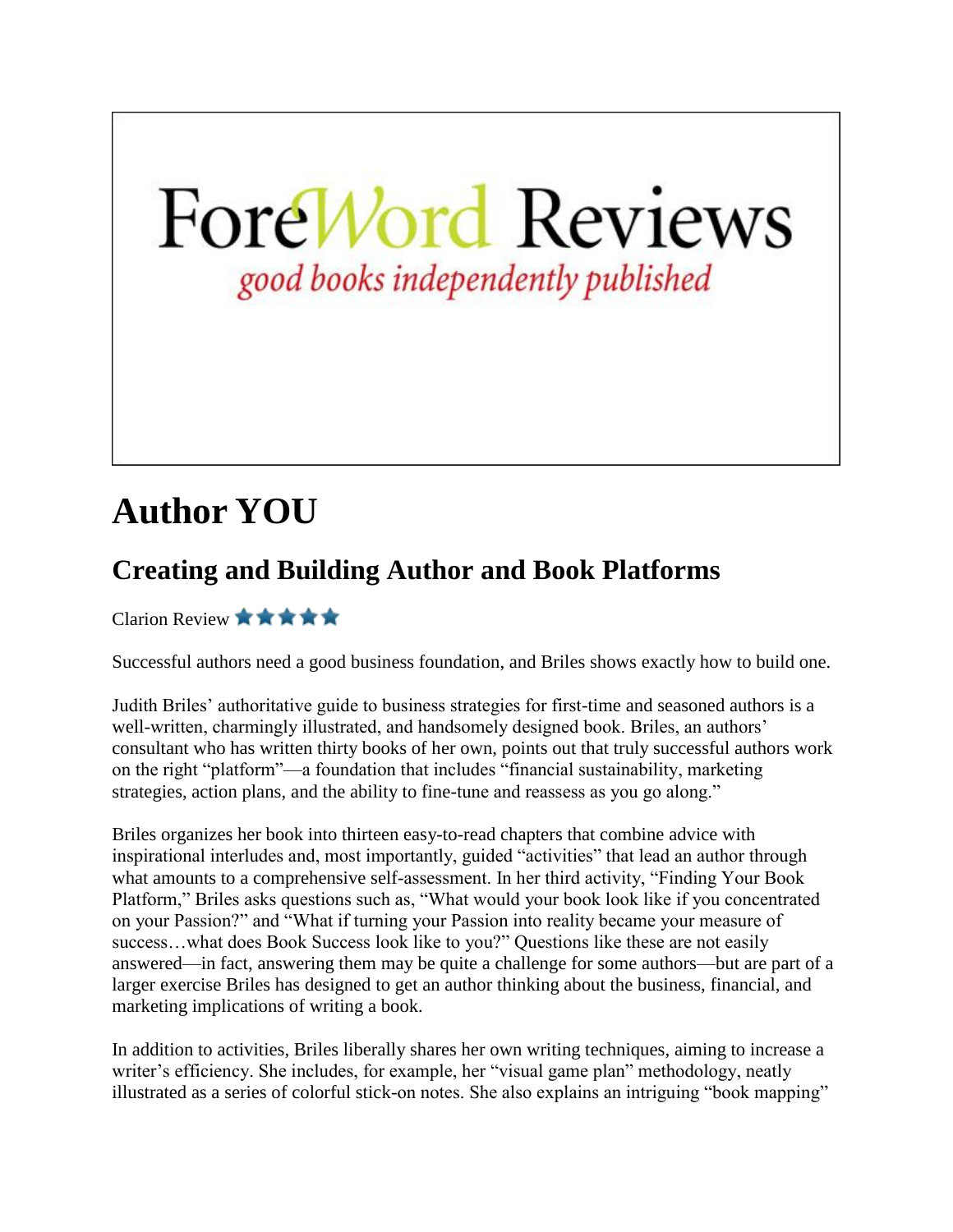ForeWord Reviews

*good books independently published*

# Author YOU

## Creating and Building Author and Book Platforms

Clarion Review ★★★★★

Successful authors need a good business foundation, and Briles shows exactly how to build one.

Judith Briles' authoritative guide to business strategies for first-time and seasoned authors is a well-written, charmingly illustrated, and handsomely designed book. Briles, an authors' consultant who has written thirty books of her own, points out that truly successful authors work on the right "platform"—a foundation that includes "financial sustainability, marketing strategies, action plans, and the ability to fine-tune and reassess as you go along."

Briles organizes her book into thirteen easy-to-read chapters that combine advice with inspirational interludes and, most importantly, guided "activities" that lead an author through what amounts to a comprehensive self-assessment. In her third activity, "Finding Your Book Platform," Briles asks questions such as, "What would your book look like if you concentrated on your Passion?" and "What if turning your Passion into reality became your measure of success…what does Book Success look like to you?" Questions like these are not easily answered—in fact, answering them may be quite a challenge for some authors—but are part of a larger exercise Briles has designed to get an author thinking about the business, financial, and marketing implications of writing a book.

In addition to activities, Briles liberally shares her own writing techniques, aiming to increase a writer's efficiency. She includes, for example, her "visual game plan" methodology, neatly illustrated as a series of colorful stick-on notes. She also explains an intriguing "book mapping"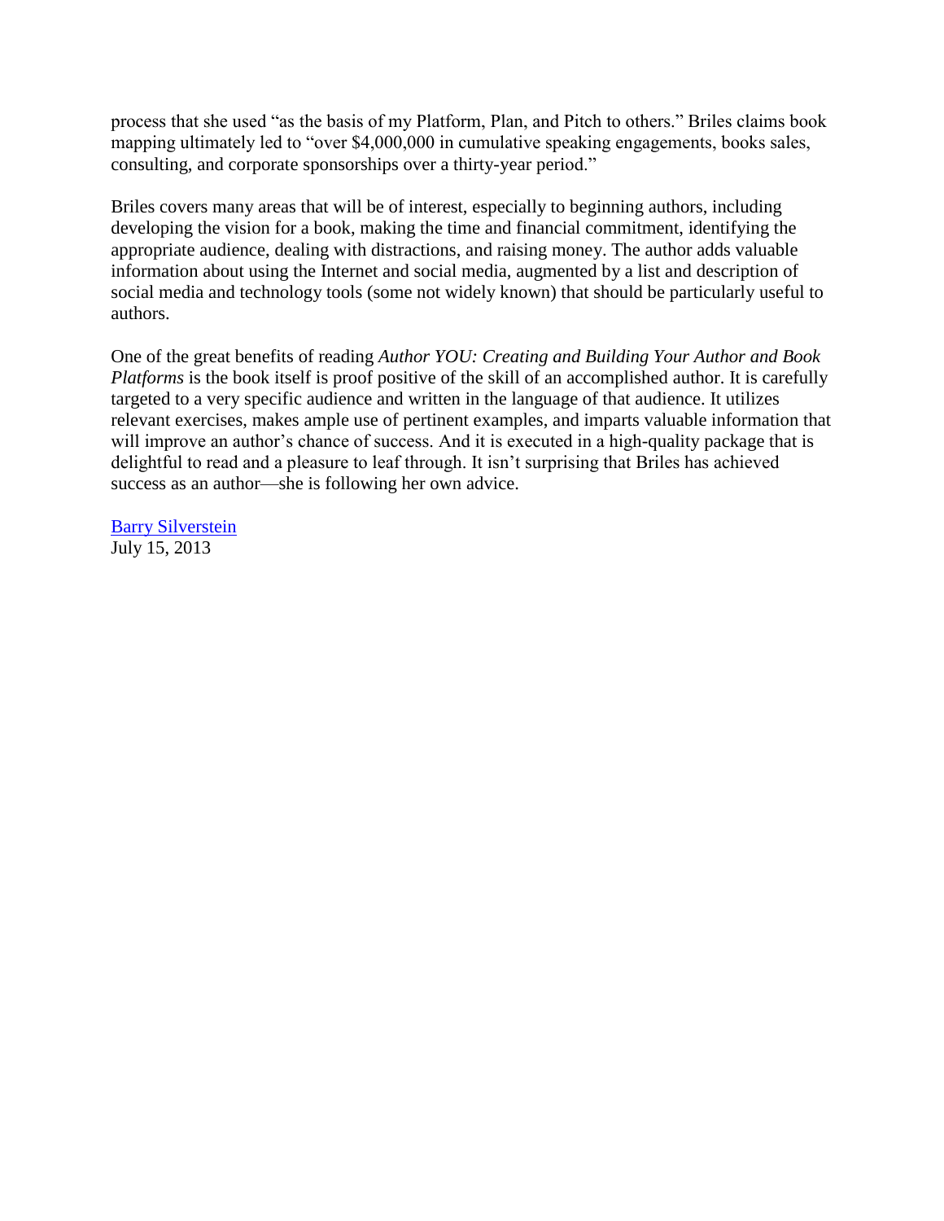process that she used "as the basis of my Platform, Plan, and Pitch to others." Briles claims book mapping ultimately led to "over $4,000,000 in cumulative speaking engagements, books sales, consulting, and corporate sponsorships over a thirty-year period."

Briles covers many areas that will be of interest, especially to beginning authors, including developing the vision for a book, making the time and financial commitment, identifying the appropriate audience, dealing with distractions, and raising money. The author adds valuable information about using the Internet and social media, augmented by a list and description of social media and technology tools (some not widely known) that should be particularly useful to authors.

One of the great benefits of reading *Author YOU: Creating and Building Your Author and Book Platforms* is the book itself is proof positive of the skill of an accomplished author. It is carefully targeted to a very specific audience and written in the language of that audience. It utilizes relevant exercises, makes ample use of pertinent examples, and imparts valuable information that will improve an author's chance of success. And it is executed in a high-quality package that is delightful to read and a pleasure to leaf through. It isn't surprising that Briles has achieved success as an author—she is following her own advice.

Barry Silverstein
July 15, 2013